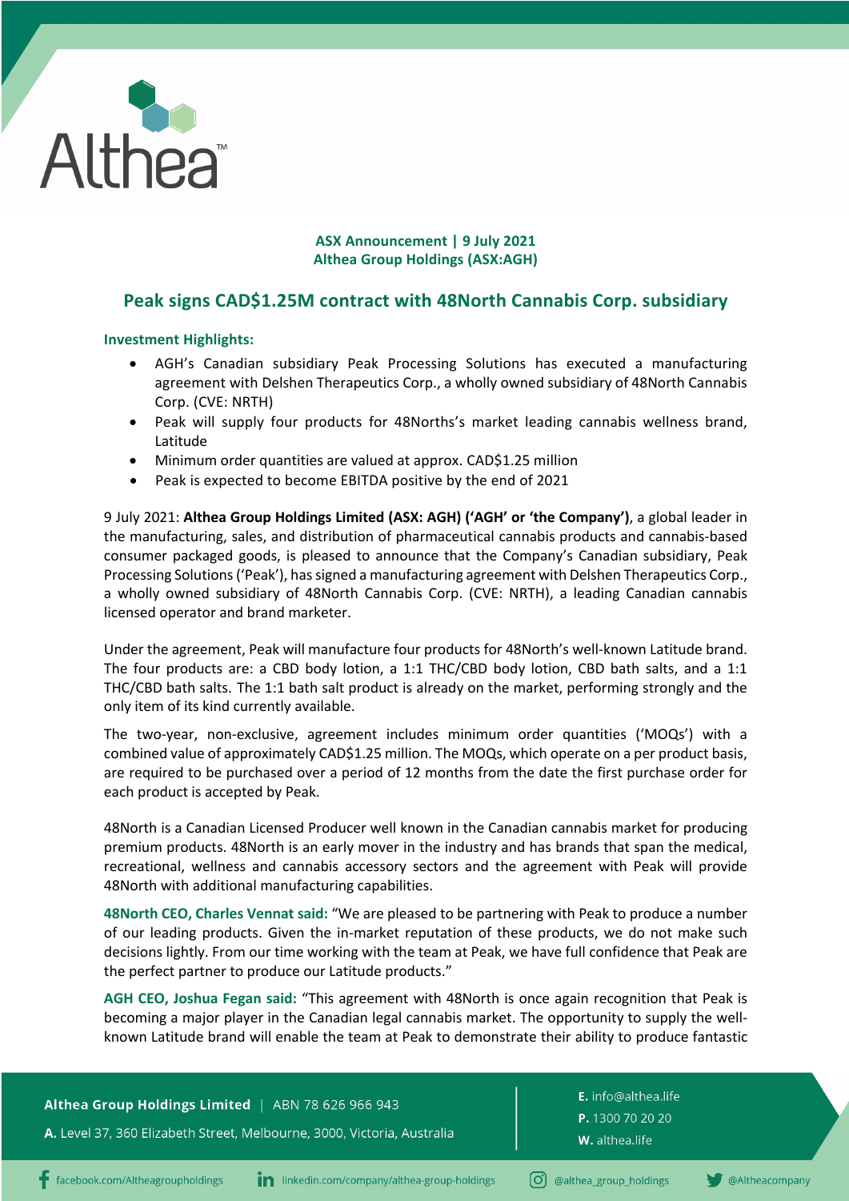**ASX Announcement | 9 July 2021**
**Althea Group Holdings (ASX:AGH)**

## Peak signs CAD$1.25M contract with 48North Cannabis Corp. subsidiary

**Investment Highlights:**

- AGH's Canadian subsidiary Peak Processing Solutions has executed a manufacturing agreement with Delshen Therapeutics Corp., a wholly owned subsidiary of 48North Cannabis Corp. (CVE: NRTH)
- Peak will supply four products for 48Norths's market leading cannabis wellness brand, Latitude
- Minimum order quantities are valued at approx. CAD$1.25 million
- Peak is expected to become EBITDA positive by the end of 2021

9 July 2021: **Althea Group Holdings Limited (ASX: AGH) ('AGH' or 'the Company')**, a global leader in the manufacturing, sales, and distribution of pharmaceutical cannabis products and cannabis-based consumer packaged goods, is pleased to announce that the Company's Canadian subsidiary, Peak Processing Solutions ('Peak'), has signed a manufacturing agreement with Delshen Therapeutics Corp., a wholly owned subsidiary of 48North Cannabis Corp. (CVE: NRTH), a leading Canadian cannabis licensed operator and brand marketer.

Under the agreement, Peak will manufacture four products for 48North's well-known Latitude brand. The four products are: a CBD body lotion, a 1:1 THC/CBD body lotion, CBD bath salts, and a 1:1 THC/CBD bath salts. The 1:1 bath salt product is already on the market, performing strongly and the only item of its kind currently available.

The two-year, non-exclusive, agreement includes minimum order quantities ('MOQs') with a combined value of approximately CAD$1.25 million. The MOQs, which operate on a per product basis, are required to be purchased over a period of 12 months from the date the first purchase order for each product is accepted by Peak.

48North is a Canadian Licensed Producer well known in the Canadian cannabis market for producing premium products. 48North is an early mover in the industry and has brands that span the medical, recreational, wellness and cannabis accessory sectors and the agreement with Peak will provide 48North with additional manufacturing capabilities.

**48North CEO, Charles Vennat said:** "We are pleased to be partnering with Peak to produce a number of our leading products. Given the in-market reputation of these products, we do not make such decisions lightly. From our time working with the team at Peak, we have full confidence that Peak are the perfect partner to produce our Latitude products."

**AGH CEO, Joshua Fegan said:** "This agreement with 48North is once again recognition that Peak is becoming a major player in the Canadian legal cannabis market. The opportunity to supply the well-known Latitude brand will enable the team at Peak to demonstrate their ability to produce fantastic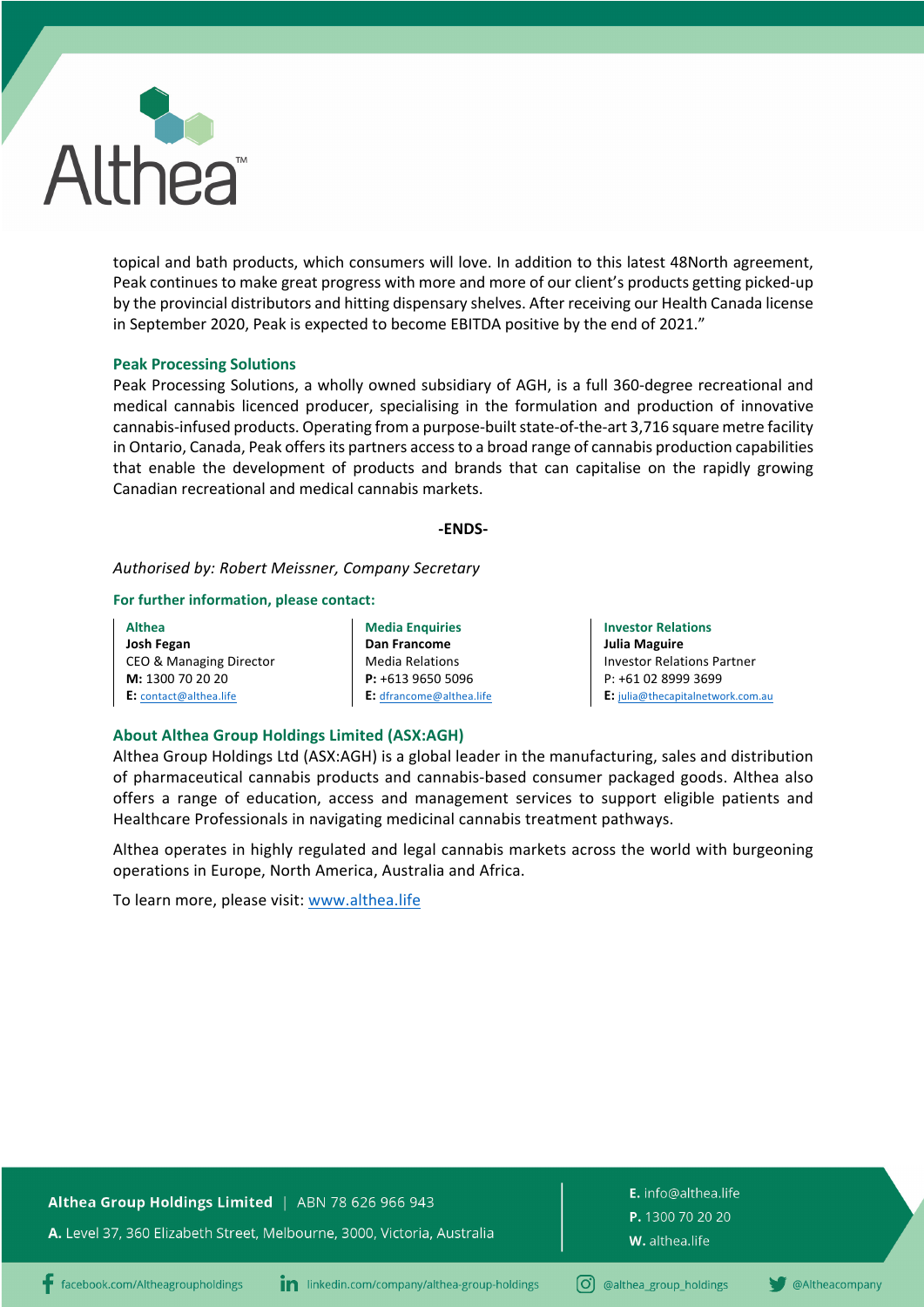topical and bath products, which consumers will love. In addition to this latest 48North agreement, Peak continues to make great progress with more and more of our client's products getting picked-up by the provincial distributors and hitting dispensary shelves. After receiving our Health Canada license in September 2020, Peak is expected to become EBITDA positive by the end of 2021."

## Peak Processing Solutions

Peak Processing Solutions, a wholly owned subsidiary of AGH, is a full 360-degree recreational and medical cannabis licenced producer, specialising in the formulation and production of innovative cannabis-infused products. Operating from a purpose-built state-of-the-art 3,716 square metre facility in Ontario, Canada, Peak offers its partners access to a broad range of cannabis production capabilities that enable the development of products and brands that can capitalise on the rapidly growing Canadian recreational and medical cannabis markets.

**-ENDS-**

*Authorised by: Robert Meissner, Company Secretary*

**For further information, please contact:**

**Althea**
**Josh Fegan**
CEO & Managing Director
**M:** 1300 70 20 20
**E:** contact@althea.life

**Media Enquiries**
**Dan Francome**
Media Relations
**P:** +613 9650 5096
**E:** dfrancome@althea.life

**Investor Relations**
**Julia Maguire**
Investor Relations Partner
P: +61 02 8999 3699
**E:** julia@thecapitalnetwork.com.au

## About Althea Group Holdings Limited (ASX:AGH)

Althea Group Holdings Ltd (ASX:AGH) is a global leader in the manufacturing, sales and distribution of pharmaceutical cannabis products and cannabis-based consumer packaged goods. Althea also offers a range of education, access and management services to support eligible patients and Healthcare Professionals in navigating medicinal cannabis treatment pathways.

Althea operates in highly regulated and legal cannabis markets across the world with burgeoning operations in Europe, North America, Australia and Africa.

To learn more, please visit: www.althea.life